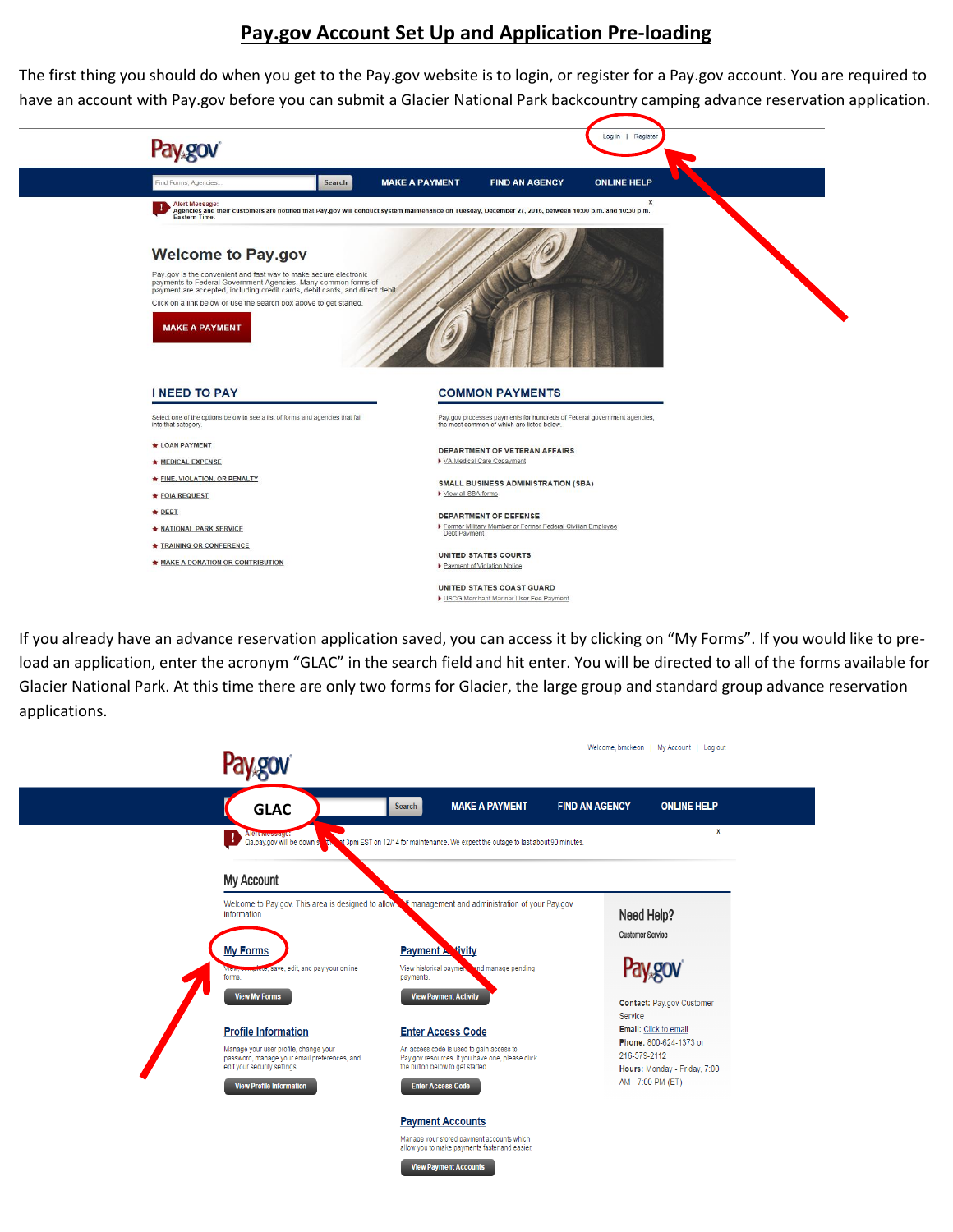# Pay.gov Account Set Up and Application Pre-loading

The first thing you should do when you get to the Pay.gov website is to login, or register for a Pay.gov account. You are required to have an account with Pay.gov before you can submit a Glacier National Park backcountry camping advance reservation application.

If you already have an advance reservation application saved, you can access it by clicking on "My Forms". If you would like to pre-load an application, enter the acronym "GLAC" in the search field and hit enter. You will be directed to all of the forms available for Glacier National Park. At this time there are only two forms for Glacier, the large group and standard group advance reservation applications.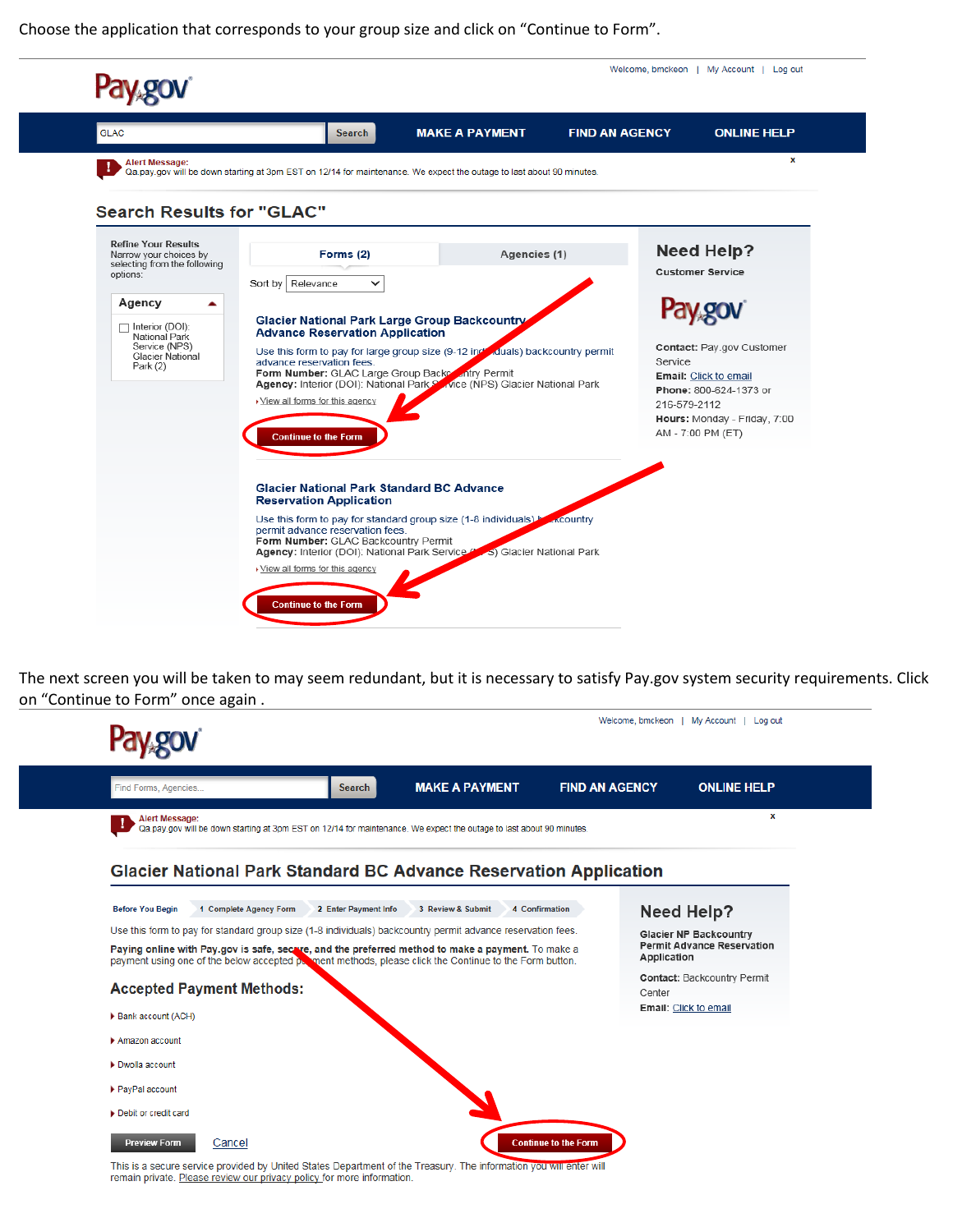Choose the application that corresponds to your group size and click on "Continue to Form".

Welcome, bmckeon | My Account | Log out

Pay.gov

GLAC Search MAKE A PAYMENT FIND AN AGENCY ONLINE HELP

Alert Message:
Qa.pay.gov will be down starting at 3pm EST on 12/14 for maintenance. We expect the outage to last about 90 minutes.

## Search Results for "GLAC"

Refine Your Results
Narrow your choices by selecting from the following options:

Agency

Interior (DOI): National Park Service (NPS) Glacier National Park (2)

Forms (2) Agencies (1)

Sort by Relevance

**Glacier National Park Large Group Backcountry Advance Reservation Application**

Use this form to pay for large group size (9-12 individuals) backcountry permit advance reservation fees.
**Form Number:** GLAC Large Group Backcountry Permit
**Agency:** Interior (DOI): National Park Service (NPS) Glacier National Park

View all forms for this agency

Continue to the Form

**Glacier National Park Standard BC Advance Reservation Application**

Use this form to pay for standard group size (1-8 individuals) backcountry permit advance reservation fees.
**Form Number:** GLAC Backcountry Permit
**Agency:** Interior (DOI): National Park Service (NPS) Glacier National Park

View all forms for this agency

Continue to the Form

**Need Help?**
Customer Service

Pay.gov

**Contact:** Pay.gov Customer Service
**Email:** Click to email
**Phone:** 800-624-1373 or 216-579-2112
**Hours:** Monday - Friday, 7:00 AM - 7:00 PM (ET)

The next screen you will be taken to may seem redundant, but it is necessary to satisfy Pay.gov system security requirements. Click on "Continue to Form" once again .

Welcome, bmckeon | My Account | Log out

Pay.gov

Find Forms, Agencies... Search MAKE A PAYMENT FIND AN AGENCY ONLINE HELP

Alert Message:
Qa.pay.gov will be down starting at 3pm EST on 12/14 for maintenance. We expect the outage to last about 90 minutes.

## Glacier National Park Standard BC Advance Reservation Application

Before You Begin | 1 Complete Agency Form | 2 Enter Payment Info | 3 Review & Submit | 4 Confirmation

Use this form to pay for standard group size (1-8 individuals) backcountry permit advance reservation fees.

**Paying online with Pay.gov is safe, secure, and the preferred method to make a payment.** To make a payment using one of the below accepted payment methods, please click the Continue to the Form button.

### Accepted Payment Methods:

- Bank account (ACH)
- Amazon account
- Dwolla account
- PayPal account
- Debit or credit card

Preview Form Cancel Continue to the Form

This is a secure service provided by United States Department of the Treasury. The information you will enter will remain private. Please review our privacy policy for more information.

**Need Help?**
Glacier NP Backcountry Permit Advance Reservation Application

**Contact:** Backcountry Permit Center
**Email:** Click to email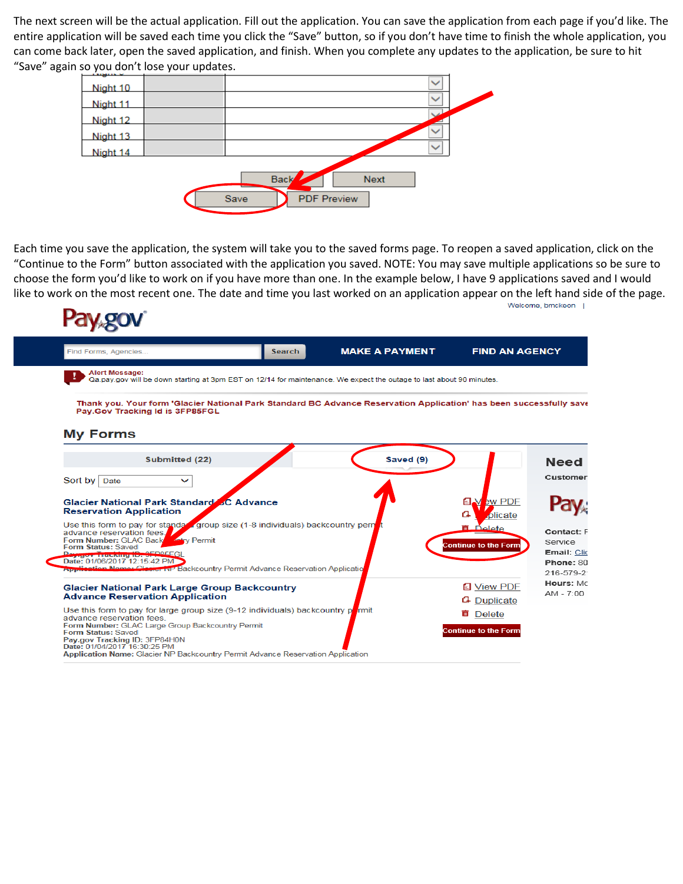The next screen will be the actual application. Fill out the application. You can save the application from each page if you'd like. The entire application will be saved each time you click the "Save" button, so if you don't have time to finish the whole application, you can come back later, open the saved application, and finish. When you complete any updates to the application, be sure to hit "Save" again so you don't lose your updates.

| | | |
|---|---|---|
| Night 10 | | |
| Night 11 | | |
| Night 12 | | |
| Night 13 | | |
| Night 14 | | |

Back Next

Save PDF Preview

Each time you save the application, the system will take you to the saved forms page. To reopen a saved application, click on the "Continue to the Form" button associated with the application you saved. NOTE: You may save multiple applications so be sure to choose the form you'd like to work on if you have more than one. In the example below, I have 9 applications saved and I would like to work on the most recent one. The date and time you last worked on an application appear on the left hand side of the page.

Welcome, bmckeon |

Pay.gov

Find Forms, Agencies... Search MAKE A PAYMENT FIND AN AGENCY

**Alert Message:**
Qa.pay.gov will be down starting at 3pm EST on 12/14 for maintenance. We expect the outage to last about 90 minutes.

Thank you. Your form 'Glacier National Park Standard BC Advance Reservation Application' has been successfully save
Pay.Gov Tracking Id is 3FP85FGL

## My Forms

Submitted (22) Saved (9)

Sort by Date

**Glacier National Park Standard BC Advance Reservation Application**

Use this form to pay for standard group size (1-8 individuals) backcountry permit advance reservation fees.
**Form Number:** GLAC Backcountry Permit
**Form Status:** Saved
**Pay.gov Tracking ID:** 3FP85FGL
**Date:** 01/06/2017 12:15:42 PM
**Application Name:** Glacier NP Backcountry Permit Advance Reservation Application

View PDF
Duplicate
Delete
Continue to the Form

**Glacier National Park Large Group Backcountry Advance Reservation Application**

Use this form to pay for large group size (9-12 individuals) backcountry permit advance reservation fees.
**Form Number:** GLAC Large Group Backcountry Permit
**Form Status:** Saved
**Pay.gov Tracking ID:** 3FP84H0N
**Date:** 01/04/2017 16:30:25 PM
**Application Name:** Glacier NP Backcountry Permit Advance Reservation Application

View PDF
Duplicate
Delete
Continue to the Form

**Need**
**Customer**

Pay

**Contact:** F
Service
**Email:** Clic
**Phone:** 80
216-579-2
**Hours:** Mc
AM - 7:00